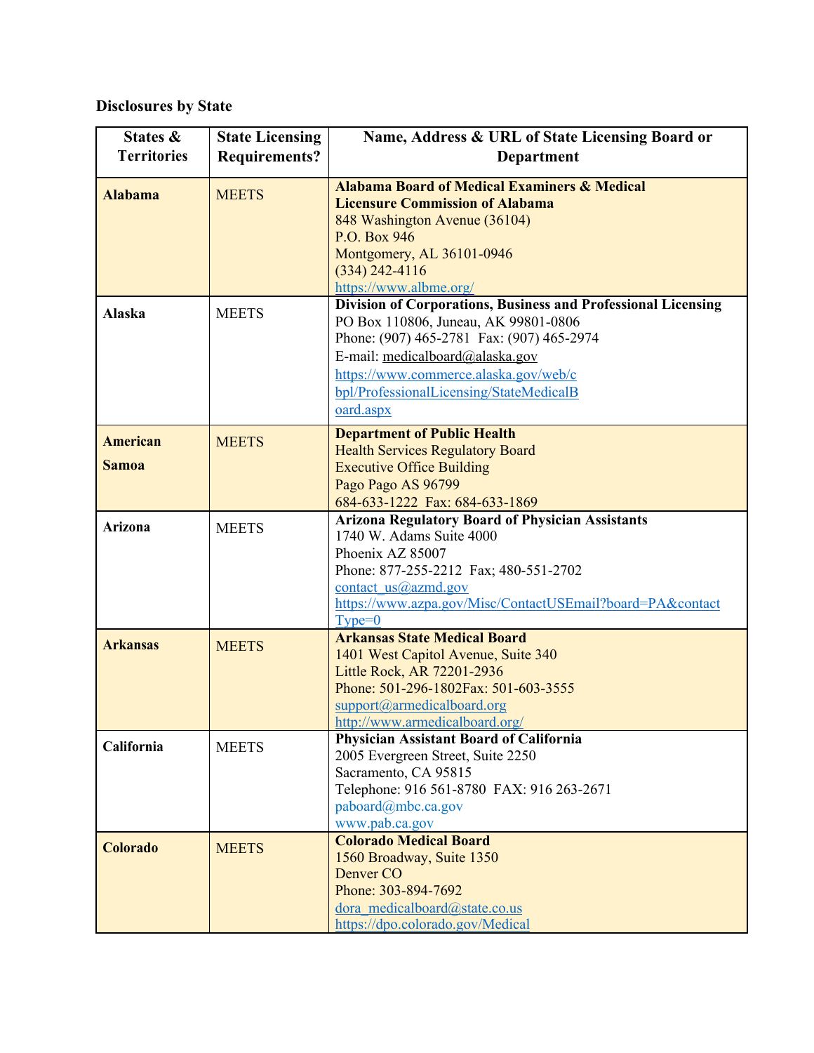**Disclosures by State**

| States & Territories | State Licensing Requirements? | Name, Address & URL of State Licensing Board or Department |
|---|---|---|
| **Alabama** | MEETS | **Alabama Board of Medical Examiners & Medical Licensure Commission of Alabama**<br>848 Washington Avenue (36104)<br>P.O. Box 946<br>Montgomery, AL 36101-0946<br>(334) 242-4116<br>https://www.albme.org/ |
| **Alaska** | MEETS | **Division of Corporations, Business and Professional Licensing**<br>PO Box 110806, Juneau, AK 99801-0806<br>Phone: (907) 465-2781 Fax: (907) 465-2974<br>E-mail: medicalboard@alaska.gov<br>https://www.commerce.alaska.gov/web/cbpl/ProfessionalLicensing/StateMedicalBoard.aspx |
| **American Samoa** | MEETS | **Department of Public Health**<br>Health Services Regulatory Board<br>Executive Office Building<br>Pago Pago AS 96799<br>684-633-1222 Fax: 684-633-1869 |
| **Arizona** | MEETS | **Arizona Regulatory Board of Physician Assistants**<br>1740 W. Adams Suite 4000<br>Phoenix AZ 85007<br>Phone: 877-255-2212 Fax; 480-551-2702<br>contact_us@azmd.gov<br>https://www.azpa.gov/Misc/ContactUSEmail?board=PA&contactType=0 |
| **Arkansas** | MEETS | **Arkansas State Medical Board**<br>1401 West Capitol Avenue, Suite 340<br>Little Rock, AR 72201-2936<br>Phone: 501-296-1802Fax: 501-603-3555<br>support@armedicalboard.org<br>http://www.armedicalboard.org/ |
| **California** | MEETS | **Physician Assistant Board of California**<br>2005 Evergreen Street, Suite 2250<br>Sacramento, CA 95815<br>Telephone: 916 561-8780 FAX: 916 263-2671<br>paboard@mbc.ca.gov<br>www.pab.ca.gov |
| **Colorado** | MEETS | **Colorado Medical Board**<br>1560 Broadway, Suite 1350<br>Denver CO<br>Phone: 303-894-7692<br>dora_medicalboard@state.co.us<br>https://dpo.colorado.gov/Medical |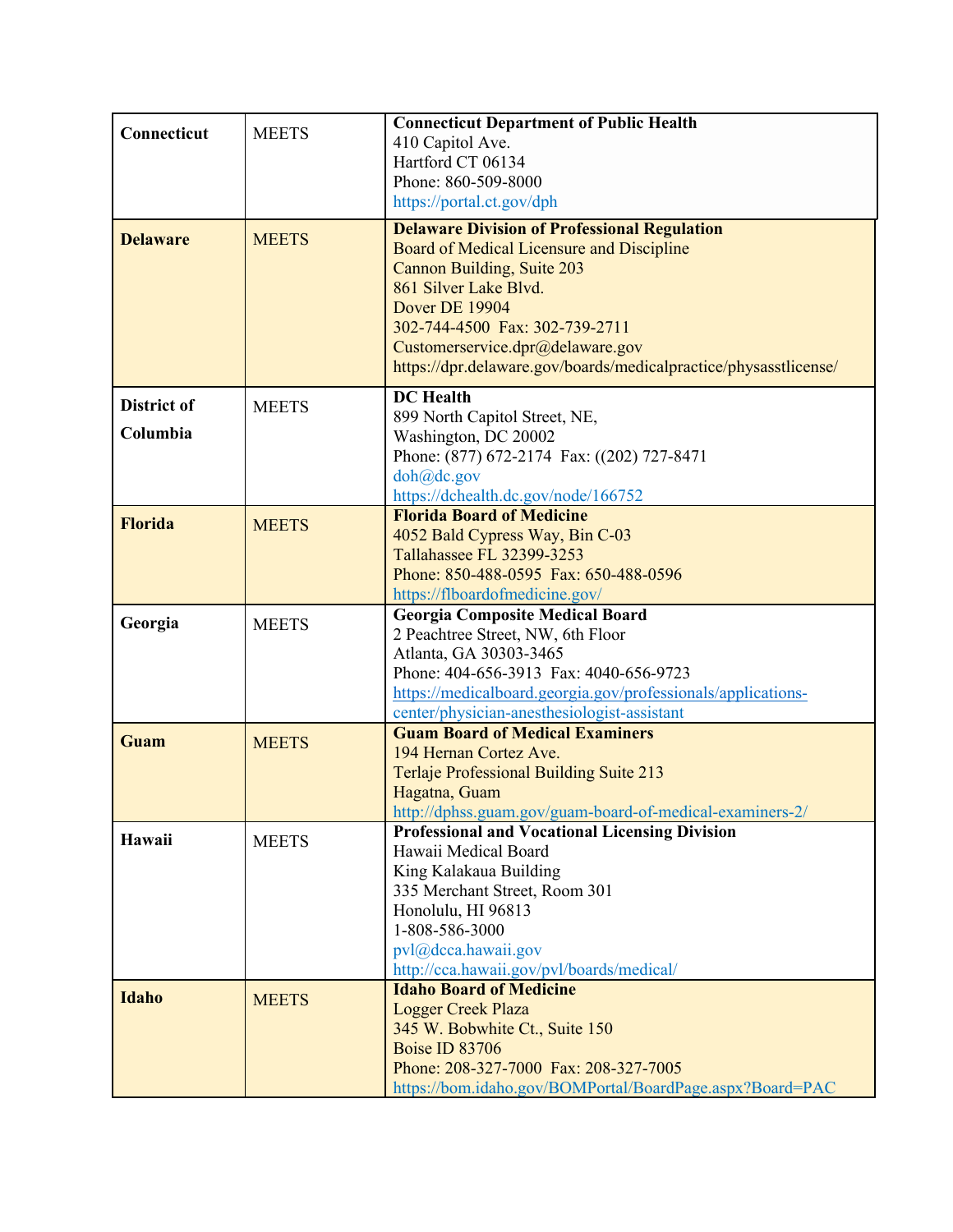| | | |
|---|---|---|
| **Connecticut** | MEETS | **Connecticut Department of Public Health**<br>410 Capitol Ave.<br>Hartford CT 06134<br>Phone: 860-509-8000<br>https://portal.ct.gov/dph |
| **Delaware** | MEETS | **Delaware Division of Professional Regulation**<br>Board of Medical Licensure and Discipline<br>Cannon Building, Suite 203<br>861 Silver Lake Blvd.<br>Dover DE 19904<br>302-744-4500 Fax: 302-739-2711<br>Customerservice.dpr@delaware.gov<br>https://dpr.delaware.gov/boards/medicalpractice/physasstlicense/ |
| **District of Columbia** | MEETS | **DC Health**<br>899 North Capitol Street, NE,<br>Washington, DC 20002<br>Phone: (877) 672-2174 Fax: ((202) 727-8471<br>doh@dc.gov<br>https://dchealth.dc.gov/node/166752 |
| **Florida** | MEETS | **Florida Board of Medicine**<br>4052 Bald Cypress Way, Bin C-03<br>Tallahassee FL 32399-3253<br>Phone: 850-488-0595 Fax: 650-488-0596<br>https://flboardofmedicine.gov/ |
| **Georgia** | MEETS | **Georgia Composite Medical Board**<br>2 Peachtree Street, NW, 6th Floor<br>Atlanta, GA 30303-3465<br>Phone: 404-656-3913 Fax: 4040-656-9723<br>https://medicalboard.georgia.gov/professionals/applications-center/physician-anesthesiologist-assistant |
| **Guam** | MEETS | **Guam Board of Medical Examiners**<br>194 Hernan Cortez Ave.<br>Terlaje Professional Building Suite 213<br>Hagatna, Guam<br>http://dphss.guam.gov/guam-board-of-medical-examiners-2/ |
| **Hawaii** | MEETS | **Professional and Vocational Licensing Division**<br>Hawaii Medical Board<br>King Kalakaua Building<br>335 Merchant Street, Room 301<br>Honolulu, HI 96813<br>1-808-586-3000<br>pvl@dcca.hawaii.gov<br>http://cca.hawaii.gov/pvl/boards/medical/ |
| **Idaho** | MEETS | **Idaho Board of Medicine**<br>Logger Creek Plaza<br>345 W. Bobwhite Ct., Suite 150<br>Boise ID 83706<br>Phone: 208-327-7000 Fax: 208-327-7005<br>https://bom.idaho.gov/BOMPortal/BoardPage.aspx?Board=PAC |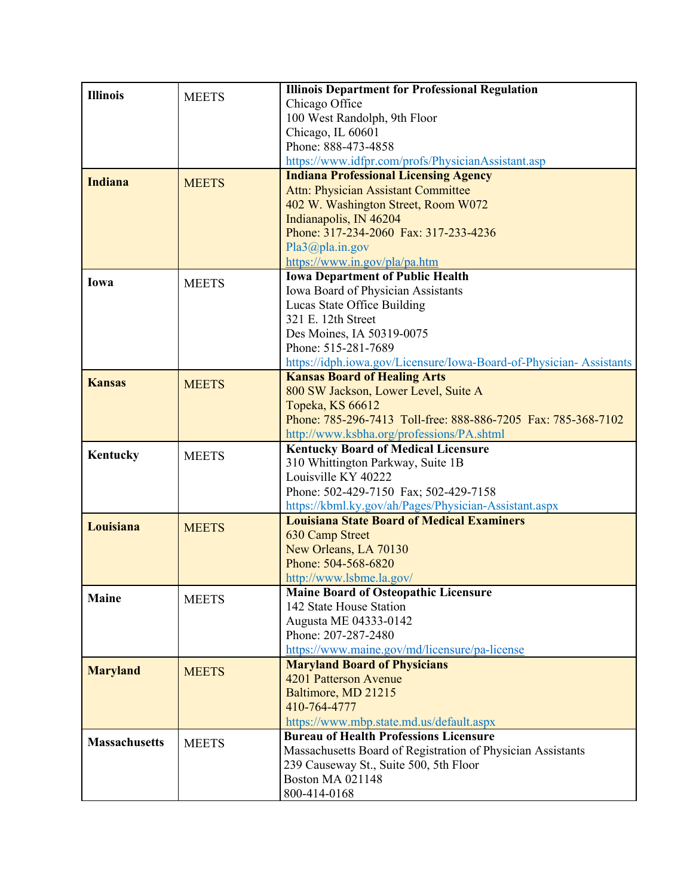| | | |
|---|---|---|
| **Illinois** | MEETS | **Illinois Department for Professional Regulation**<br>Chicago Office<br>100 West Randolph, 9th Floor<br>Chicago, IL 60601<br>Phone: 888-473-4858<br>https://www.idfpr.com/profs/PhysicianAssistant.asp |
| **Indiana** | MEETS | **Indiana Professional Licensing Agency**<br>Attn: Physician Assistant Committee<br>402 W. Washington Street, Room W072<br>Indianapolis, IN 46204<br>Phone: 317-234-2060 Fax: 317-233-4236<br>Pla3@pla.in.gov<br>https://www.in.gov/pla/pa.htm |
| **Iowa** | MEETS | **Iowa Department of Public Health**<br>Iowa Board of Physician Assistants<br>Lucas State Office Building<br>321 E. 12th Street<br>Des Moines, IA 50319-0075<br>Phone: 515-281-7689<br>https://idph.iowa.gov/Licensure/Iowa-Board-of-Physician- Assistants |
| **Kansas** | MEETS | **Kansas Board of Healing Arts**<br>800 SW Jackson, Lower Level, Suite A<br>Topeka, KS 66612<br>Phone: 785-296-7413 Toll-free: 888-886-7205 Fax: 785-368-7102<br>http://www.ksbha.org/professions/PA.shtml |
| **Kentucky** | MEETS | **Kentucky Board of Medical Licensure**<br>310 Whittington Parkway, Suite 1B<br>Louisville KY 40222<br>Phone: 502-429-7150 Fax; 502-429-7158<br>https://kbml.ky.gov/ah/Pages/Physician-Assistant.aspx |
| **Louisiana** | MEETS | **Louisiana State Board of Medical Examiners**<br>630 Camp Street<br>New Orleans, LA 70130<br>Phone: 504-568-6820<br>http://www.lsbme.la.gov/ |
| **Maine** | MEETS | **Maine Board of Osteopathic Licensure**<br>142 State House Station<br>Augusta ME 04333-0142<br>Phone: 207-287-2480<br>https://www.maine.gov/md/licensure/pa-license |
| **Maryland** | MEETS | **Maryland Board of Physicians**<br>4201 Patterson Avenue<br>Baltimore, MD 21215<br>410-764-4777<br>https://www.mbp.state.md.us/default.aspx |
| **Massachusetts** | MEETS | **Bureau of Health Professions Licensure**<br>Massachusetts Board of Registration of Physician Assistants<br>239 Causeway St., Suite 500, 5th Floor<br>Boston MA 021148<br>800-414-0168 |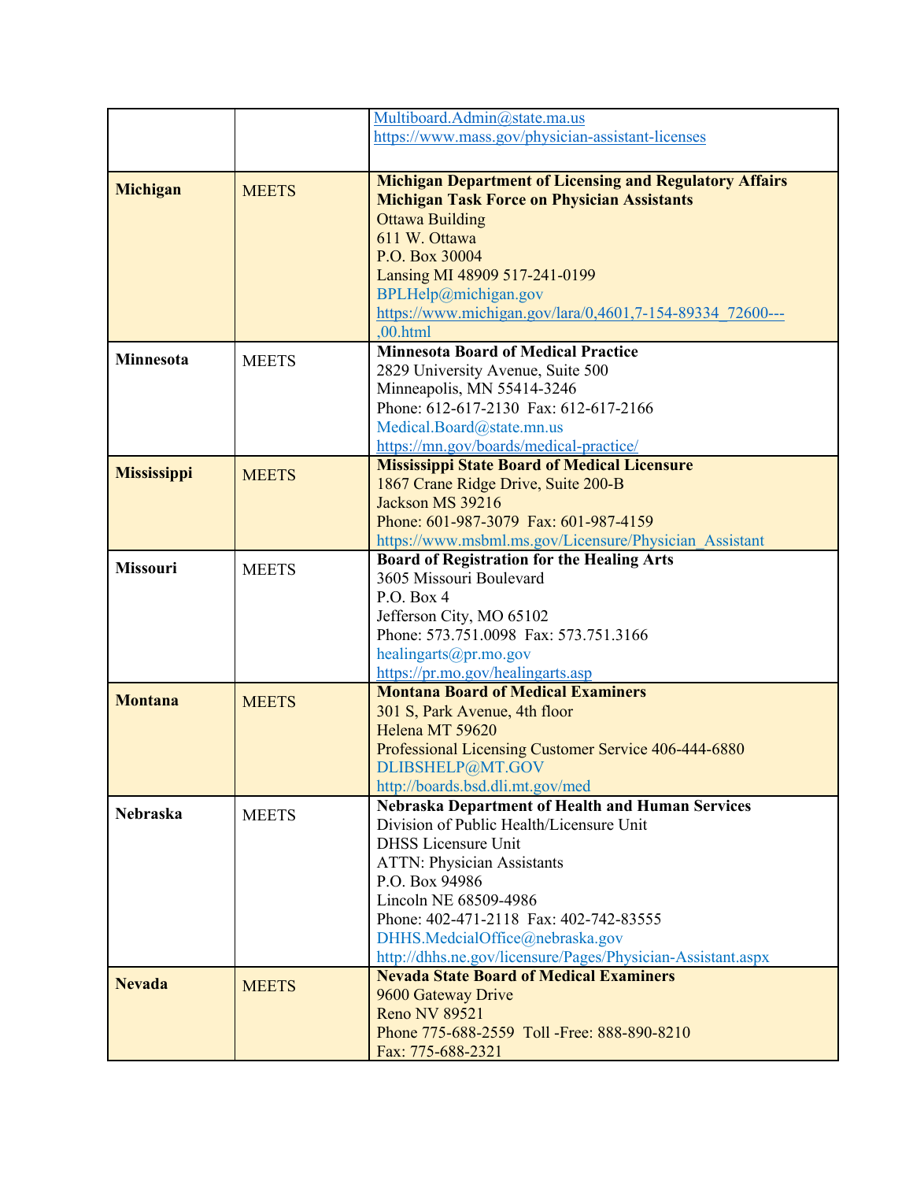|  |  |  |
|---|---|---|
|  |  | Multiboard.Admin@state.ma.us<br>https://www.mass.gov/physician-assistant-licenses |
| **Michigan** | MEETS | **Michigan Department of Licensing and Regulatory Affairs**<br>**Michigan Task Force on Physician Assistants**<br>Ottawa Building<br>611 W. Ottawa<br>P.O. Box 30004<br>Lansing MI 48909 517-241-0199<br>BPLHelp@michigan.gov<br>https://www.michigan.gov/lara/0,4601,7-154-89334_72600---,00.html |
| **Minnesota** | MEETS | **Minnesota Board of Medical Practice**<br>2829 University Avenue, Suite 500<br>Minneapolis, MN 55414-3246<br>Phone: 612-617-2130 Fax: 612-617-2166<br>Medical.Board@state.mn.us<br>https://mn.gov/boards/medical-practice/ |
| **Mississippi** | MEETS | **Mississippi State Board of Medical Licensure**<br>1867 Crane Ridge Drive, Suite 200-B<br>Jackson MS 39216<br>Phone: 601-987-3079 Fax: 601-987-4159<br>https://www.msbml.ms.gov/Licensure/Physician_Assistant |
| **Missouri** | MEETS | **Board of Registration for the Healing Arts**<br>3605 Missouri Boulevard<br>P.O. Box 4<br>Jefferson City, MO 65102<br>Phone: 573.751.0098 Fax: 573.751.3166<br>healingarts@pr.mo.gov<br>https://pr.mo.gov/healingarts.asp |
| **Montana** | MEETS | **Montana Board of Medical Examiners**<br>301 S, Park Avenue, 4th floor<br>Helena MT 59620<br>Professional Licensing Customer Service 406-444-6880<br>DLIBSHELP@MT.GOV<br>http://boards.bsd.dli.mt.gov/med |
| **Nebraska** | MEETS | **Nebraska Department of Health and Human Services**<br>Division of Public Health/Licensure Unit<br>DHSS Licensure Unit<br>ATTN: Physician Assistants<br>P.O. Box 94986<br>Lincoln NE 68509-4986<br>Phone: 402-471-2118 Fax: 402-742-83555<br>DHHS.MedcialOffice@nebraska.gov<br>http://dhhs.ne.gov/licensure/Pages/Physician-Assistant.aspx |
| **Nevada** | MEETS | **Nevada State Board of Medical Examiners**<br>9600 Gateway Drive<br>Reno NV 89521<br>Phone 775-688-2559 Toll -Free: 888-890-8210<br>Fax: 775-688-2321 |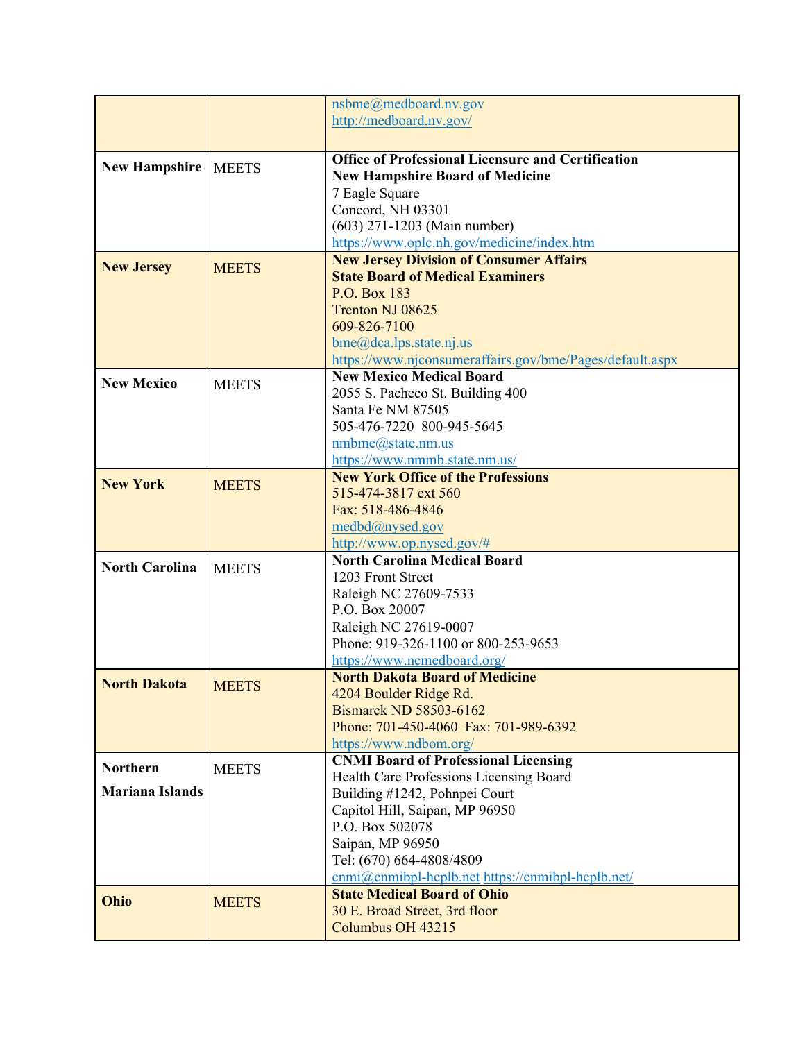|  |  |  |
| --- | --- | --- |
|  |  | nsbme@medboard.nv.gov<br>http://medboard.nv.gov/ |
| **New Hampshire** | MEETS | **Office of Professional Licensure and Certification**<br>**New Hampshire Board of Medicine**<br>7 Eagle Square<br>Concord, NH 03301<br>(603) 271-1203 (Main number)<br>https://www.oplc.nh.gov/medicine/index.htm |
| **New Jersey** | MEETS | **New Jersey Division of Consumer Affairs**<br>**State Board of Medical Examiners**<br>P.O. Box 183<br>Trenton NJ 08625<br>609-826-7100<br>bme@dca.lps.state.nj.us<br>https://www.njconsumeraffairs.gov/bme/Pages/default.aspx |
| **New Mexico** | MEETS | **New Mexico Medical Board**<br>2055 S. Pacheco St. Building 400<br>Santa Fe NM 87505<br>505-476-7220 800-945-5645<br>nmbme@state.nm.us<br>https://www.nmmb.state.nm.us/ |
| **New York** | MEETS | **New York Office of the Professions**<br>515-474-3817 ext 560<br>Fax: 518-486-4846<br>medbd@nysed.gov<br>http://www.op.nysed.gov/# |
| **North Carolina** | MEETS | **North Carolina Medical Board**<br>1203 Front Street<br>Raleigh NC 27609-7533<br>P.O. Box 20007<br>Raleigh NC 27619-0007<br>Phone: 919-326-1100 or 800-253-9653<br>https://www.ncmedboard.org/ |
| **North Dakota** | MEETS | **North Dakota Board of Medicine**<br>4204 Boulder Ridge Rd.<br>Bismarck ND 58503-6162<br>Phone: 701-450-4060 Fax: 701-989-6392<br>https://www.ndbom.org/ |
| **Northern Mariana Islands** | MEETS | **CNMI Board of Professional Licensing**<br>Health Care Professions Licensing Board<br>Building #1242, Pohnpei Court<br>Capitol Hill, Saipan, MP 96950<br>P.O. Box 502078<br>Saipan, MP 96950<br>Tel: (670) 664-4808/4809<br>cnmi@cnmibpl-hcplb.net https://cnmibpl-hcplb.net/ |
| **Ohio** | MEETS | **State Medical Board of Ohio**<br>30 E. Broad Street, 3rd floor<br>Columbus OH 43215 |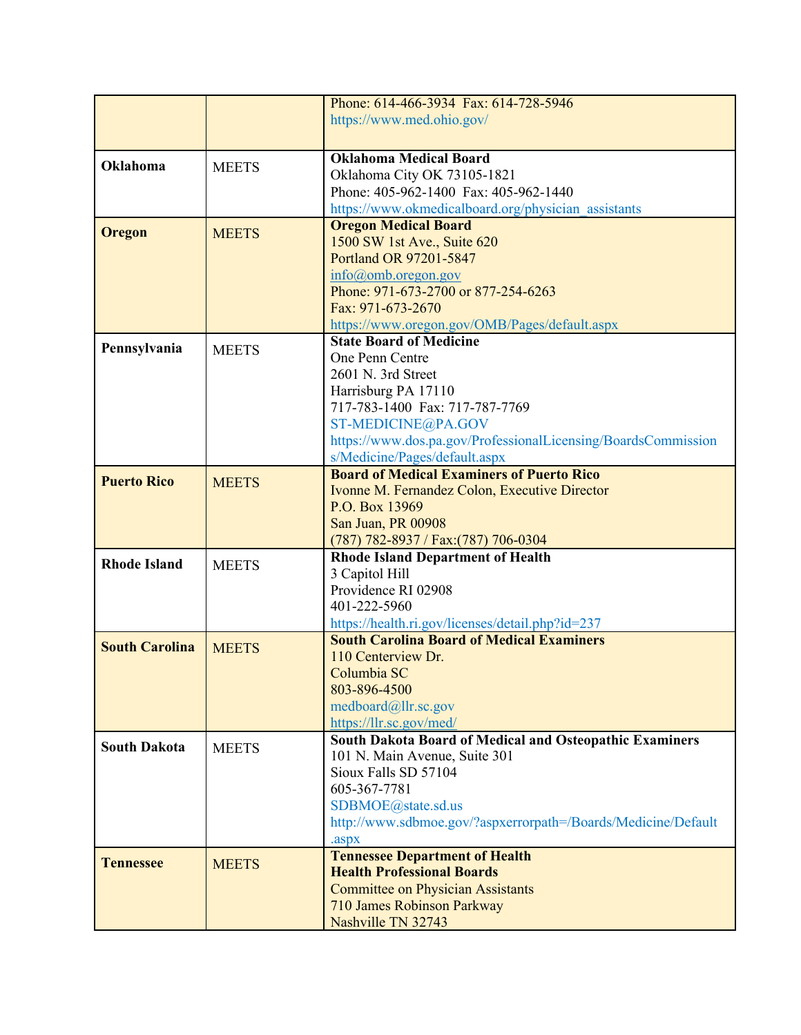| | | |
|---|---|---|
| | | Phone: 614-466-3934  Fax: 614-728-5946<br>https://www.med.ohio.gov/ |
| **Oklahoma** | MEETS | **Oklahoma Medical Board**<br>Oklahoma City OK 73105-1821<br>Phone: 405-962-1400  Fax: 405-962-1440<br>https://www.okmedicalboard.org/physician_assistants |
| **Oregon** | MEETS | **Oregon Medical Board**<br>1500 SW 1st Ave., Suite 620<br>Portland OR 97201-5847<br>info@omb.oregon.gov<br>Phone: 971-673-2700 or 877-254-6263<br>Fax: 971-673-2670<br>https://www.oregon.gov/OMB/Pages/default.aspx |
| **Pennsylvania** | MEETS | **State Board of Medicine**<br>One Penn Centre<br>2601 N. 3rd Street<br>Harrisburg PA 17110<br>717-783-1400  Fax: 717-787-7769<br>ST-MEDICINE@PA.GOV<br>https://www.dos.pa.gov/ProfessionalLicensing/BoardsCommissions/Medicine/Pages/default.aspx |
| **Puerto Rico** | MEETS | **Board of Medical Examiners of Puerto Rico**<br>Ivonne M. Fernandez Colon, Executive Director<br>P.O. Box 13969<br>San Juan, PR 00908<br>(787) 782-8937 / Fax:(787) 706-0304 |
| **Rhode Island** | MEETS | **Rhode Island Department of Health**<br>3 Capitol Hill<br>Providence RI 02908<br>401-222-5960<br>https://health.ri.gov/licenses/detail.php?id=237 |
| **South Carolina** | MEETS | **South Carolina Board of Medical Examiners**<br>110 Centerview Dr.<br>Columbia SC<br>803-896-4500<br>medboard@llr.sc.gov<br>https://llr.sc.gov/med/ |
| **South Dakota** | MEETS | **South Dakota Board of Medical and Osteopathic Examiners**<br>101 N. Main Avenue, Suite 301<br>Sioux Falls SD 57104<br>605-367-7781<br>SDBMOE@state.sd.us<br>http://www.sdbmoe.gov/?aspxerrorpath=/Boards/Medicine/Default.aspx |
| **Tennessee** | MEETS | **Tennessee Department of Health**<br>**Health Professional Boards**<br>Committee on Physician Assistants<br>710 James Robinson Parkway<br>Nashville TN 32743 |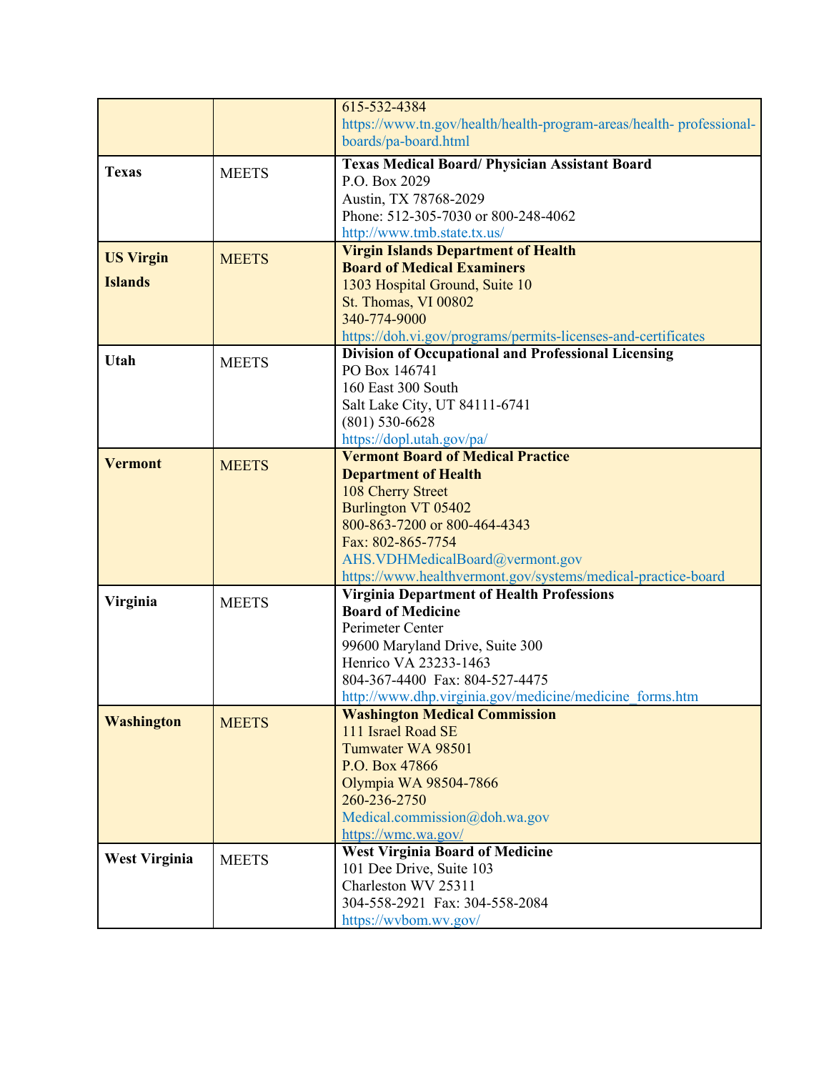| | | |
|---|---|---|
| | | 615-532-4384<br>https://www.tn.gov/health/health-program-areas/health- professional-boards/pa-board.html |
| **Texas** | MEETS | **Texas Medical Board/ Physician Assistant Board**<br>P.O. Box 2029<br>Austin, TX 78768-2029<br>Phone: 512-305-7030 or 800-248-4062<br>http://www.tmb.state.tx.us/ |
| **US Virgin Islands** | MEETS | **Virgin Islands Department of Health**<br>**Board of Medical Examiners**<br>1303 Hospital Ground, Suite 10<br>St. Thomas, VI 00802<br>340-774-9000<br>https://doh.vi.gov/programs/permits-licenses-and-certificates |
| **Utah** | MEETS | **Division of Occupational and Professional Licensing**<br>PO Box 146741<br>160 East 300 South<br>Salt Lake City, UT 84111-6741<br>(801) 530-6628<br>https://dopl.utah.gov/pa/ |
| **Vermont** | MEETS | **Vermont Board of Medical Practice**<br>**Department of Health**<br>108 Cherry Street<br>Burlington VT 05402<br>800-863-7200 or 800-464-4343<br>Fax: 802-865-7754<br>AHS.VDHMedicalBoard@vermont.gov<br>https://www.healthvermont.gov/systems/medical-practice-board |
| **Virginia** | MEETS | **Virginia Department of Health Professions**<br>**Board of Medicine**<br>Perimeter Center<br>99600 Maryland Drive, Suite 300<br>Henrico VA 23233-1463<br>804-367-4400 Fax: 804-527-4475<br>http://www.dhp.virginia.gov/medicine/medicine_forms.htm |
| **Washington** | MEETS | **Washington Medical Commission**<br>111 Israel Road SE<br>Tumwater WA 98501<br>P.O. Box 47866<br>Olympia WA 98504-7866<br>260-236-2750<br>Medical.commission@doh.wa.gov<br>https://wmc.wa.gov/ |
| **West Virginia** | MEETS | **West Virginia Board of Medicine**<br>101 Dee Drive, Suite 103<br>Charleston WV 25311<br>304-558-2921 Fax: 304-558-2084<br>https://wvbom.wv.gov/ |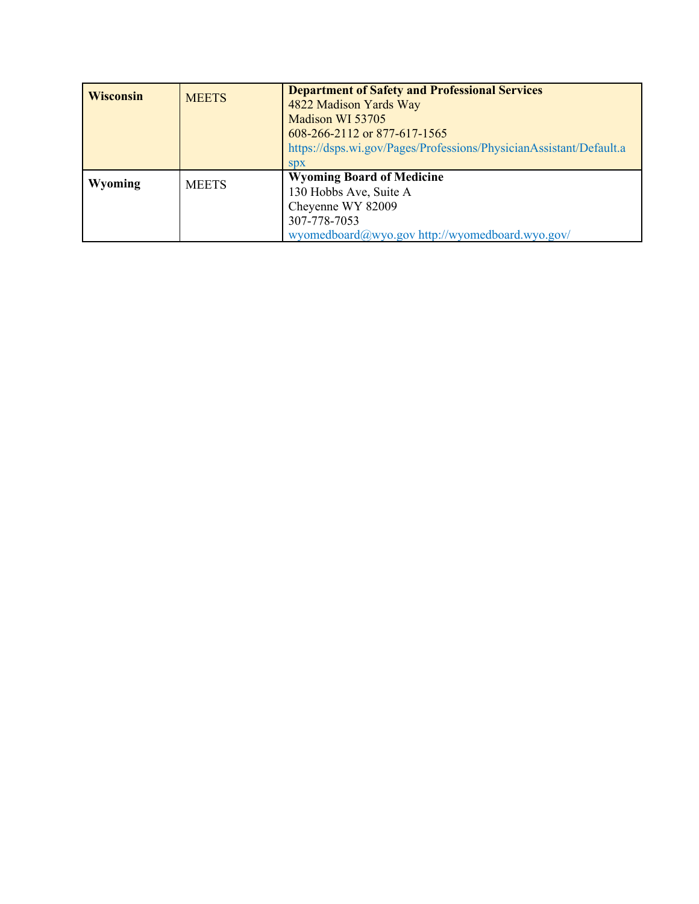| | | |
|---|---|---|
| **Wisconsin** | MEETS | **Department of Safety and Professional Services**<br>4822 Madison Yards Way<br>Madison WI 53705<br>608-266-2112 or 877-617-1565<br>https://dsps.wi.gov/Pages/Professions/PhysicianAssistant/Default.aspx |
| **Wyoming** | MEETS | **Wyoming Board of Medicine**<br>130 Hobbs Ave, Suite A<br>Cheyenne WY 82009<br>307-778-7053<br>wyomedboard@wyo.gov http://wyomedboard.wyo.gov/ |